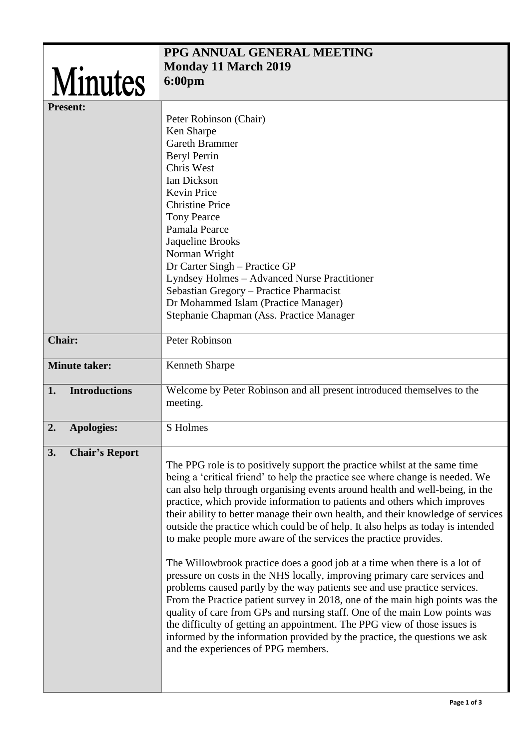# Minutes

**PPG ANNUAL GENERAL MEETING**
**Monday 11 March 2019**
**6:00pm**

| | |
|---|---|
| **Present:** | Peter Robinson (Chair)<br>Ken Sharpe<br>Gareth Brammer<br>Beryl Perrin<br>Chris West<br>Ian Dickson<br>Kevin Price<br>Christine Price<br>Tony Pearce<br>Pamala Pearce<br>Jaqueline Brooks<br>Norman Wright<br>Dr Carter Singh – Practice GP<br>Lyndsey Holmes – Advanced Nurse Practitioner<br>Sebastian Gregory – Practice Pharmacist<br>Dr Mohammed Islam (Practice Manager)<br>Stephanie Chapman (Ass. Practice Manager |
| **Chair:** | Peter Robinson |
| **Minute taker:** | Kenneth Sharpe |
| **1. Introductions** | Welcome by Peter Robinson and all present introduced themselves to the meeting. |
| **2. Apologies:** | S Holmes |
| **3. Chair's Report** | The PPG role is to positively support the practice whilst at the same time being a 'critical friend' to help the practice see where change is needed. We can also help through organising events around health and well-being, in the practice, which provide information to patients and others which improves their ability to better manage their own health, and their knowledge of services outside the practice which could be of help. It also helps as today is intended to make people more aware of the services the practice provides.<br><br>The Willowbrook practice does a good job at a time when there is a lot of pressure on costs in the NHS locally, improving primary care services and problems caused partly by the way patients see and use practice services. From the Practice patient survey in 2018, one of the main high points was the quality of care from GPs and nursing staff. One of the main Low points was the difficulty of getting an appointment. The PPG view of those issues is informed by the information provided by the practice, the questions we ask and the experiences of PPG members. |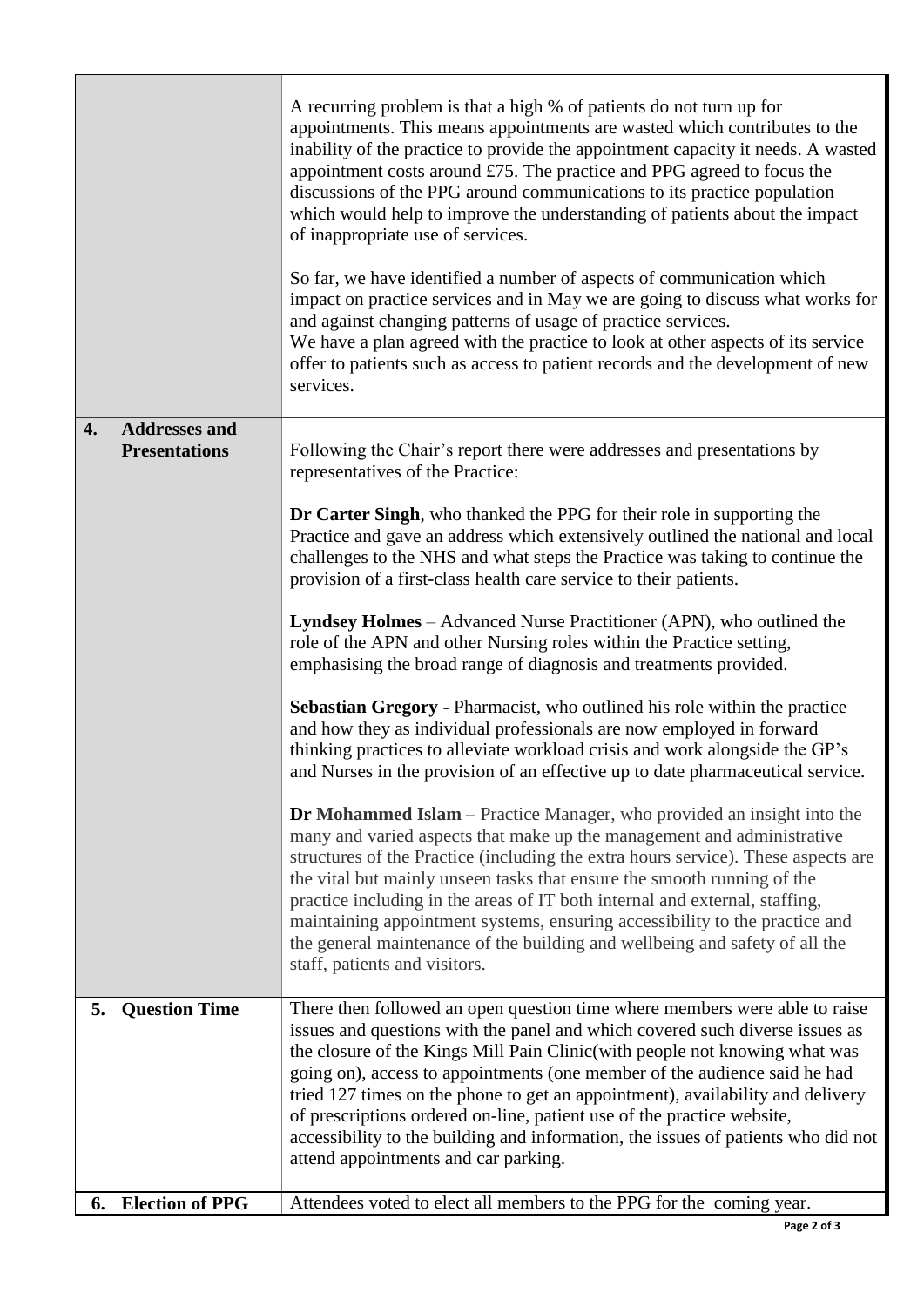| | |
|---|---|
| | A recurring problem is that a high % of patients do not turn up for appointments. This means appointments are wasted which contributes to the inability of the practice to provide the appointment capacity it needs. A wasted appointment costs around £75. The practice and PPG agreed to focus the discussions of the PPG around communications to its practice population which would help to improve the understanding of patients about the impact of inappropriate use of services.<br><br>So far, we have identified a number of aspects of communication which impact on practice services and in May we are going to discuss what works for and against changing patterns of usage of practice services.<br>We have a plan agreed with the practice to look at other aspects of its service offer to patients such as access to patient records and the development of new services. |
| **4. Addresses and Presentations** | Following the Chair's report there were addresses and presentations by representatives of the Practice:<br><br>**Dr Carter Singh**, who thanked the PPG for their role in supporting the Practice and gave an address which extensively outlined the national and local challenges to the NHS and what steps the Practice was taking to continue the provision of a first-class health care service to their patients.<br><br>**Lyndsey Holmes** – Advanced Nurse Practitioner (APN), who outlined the role of the APN and other Nursing roles within the Practice setting, emphasising the broad range of diagnosis and treatments provided.<br><br>**Sebastian Gregory -** Pharmacist, who outlined his role within the practice and how they as individual professionals are now employed in forward thinking practices to alleviate workload crisis and work alongside the GP's and Nurses in the provision of an effective up to date pharmaceutical service.<br><br>**Dr Mohammed Islam** – Practice Manager, who provided an insight into the many and varied aspects that make up the management and administrative structures of the Practice (including the extra hours service). These aspects are the vital but mainly unseen tasks that ensure the smooth running of the practice including in the areas of IT both internal and external, staffing, maintaining appointment systems, ensuring accessibility to the practice and the general maintenance of the building and wellbeing and safety of all the staff, patients and visitors. |
| **5. Question Time** | There then followed an open question time where members were able to raise issues and questions with the panel and which covered such diverse issues as the closure of the Kings Mill Pain Clinic(with people not knowing what was going on), access to appointments (one member of the audience said he had tried 127 times on the phone to get an appointment), availability and delivery of prescriptions ordered on-line, patient use of the practice website, accessibility to the building and information, the issues of patients who did not attend appointments and car parking. |
| **6. Election of PPG** | Attendees voted to elect all members to the PPG for the coming year. |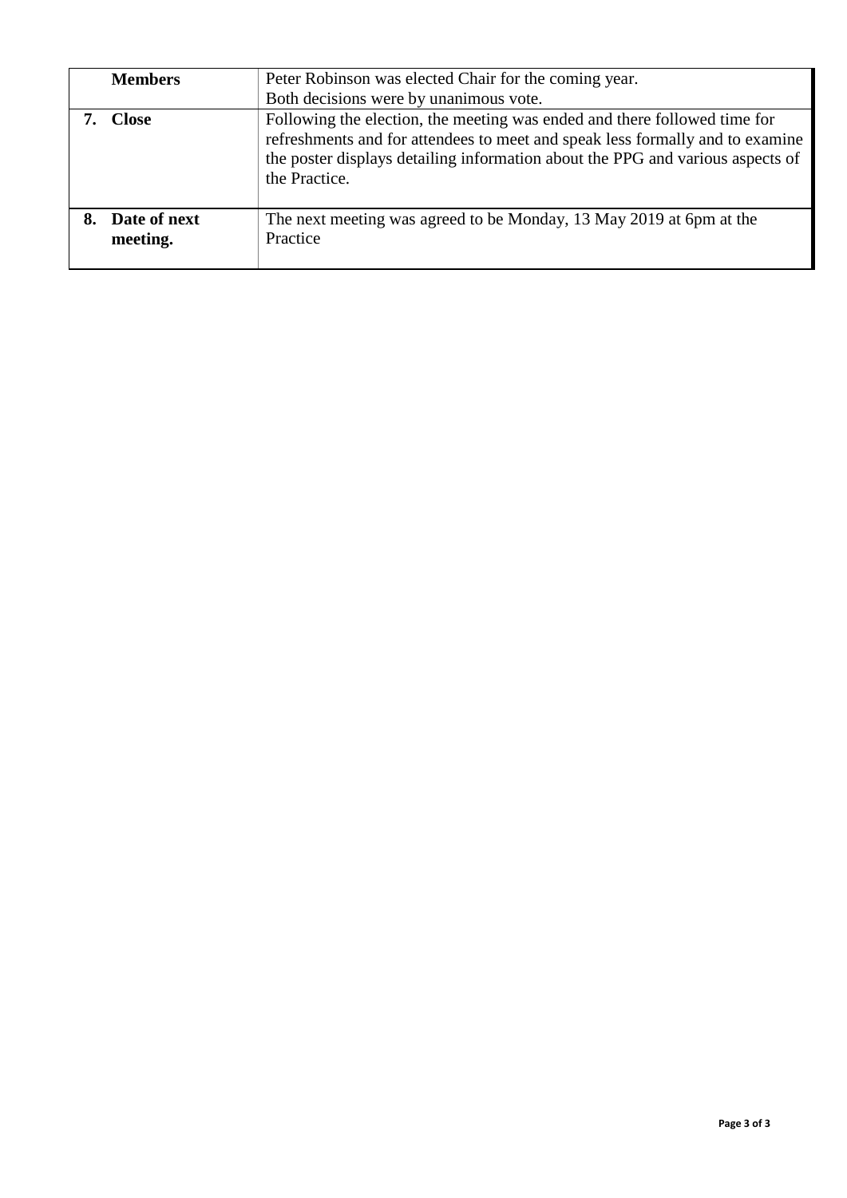| | |
|---|---|
| **Members** | Peter Robinson was elected Chair for the coming year.<br>Both decisions were by unanimous vote. |
| **7. Close** | Following the election, the meeting was ended and there followed time for refreshments and for attendees to meet and speak less formally and to examine the poster displays detailing information about the PPG and various aspects of the Practice. |
| **8. Date of next meeting.** | The next meeting was agreed to be Monday, 13 May 2019 at 6pm at the Practice |